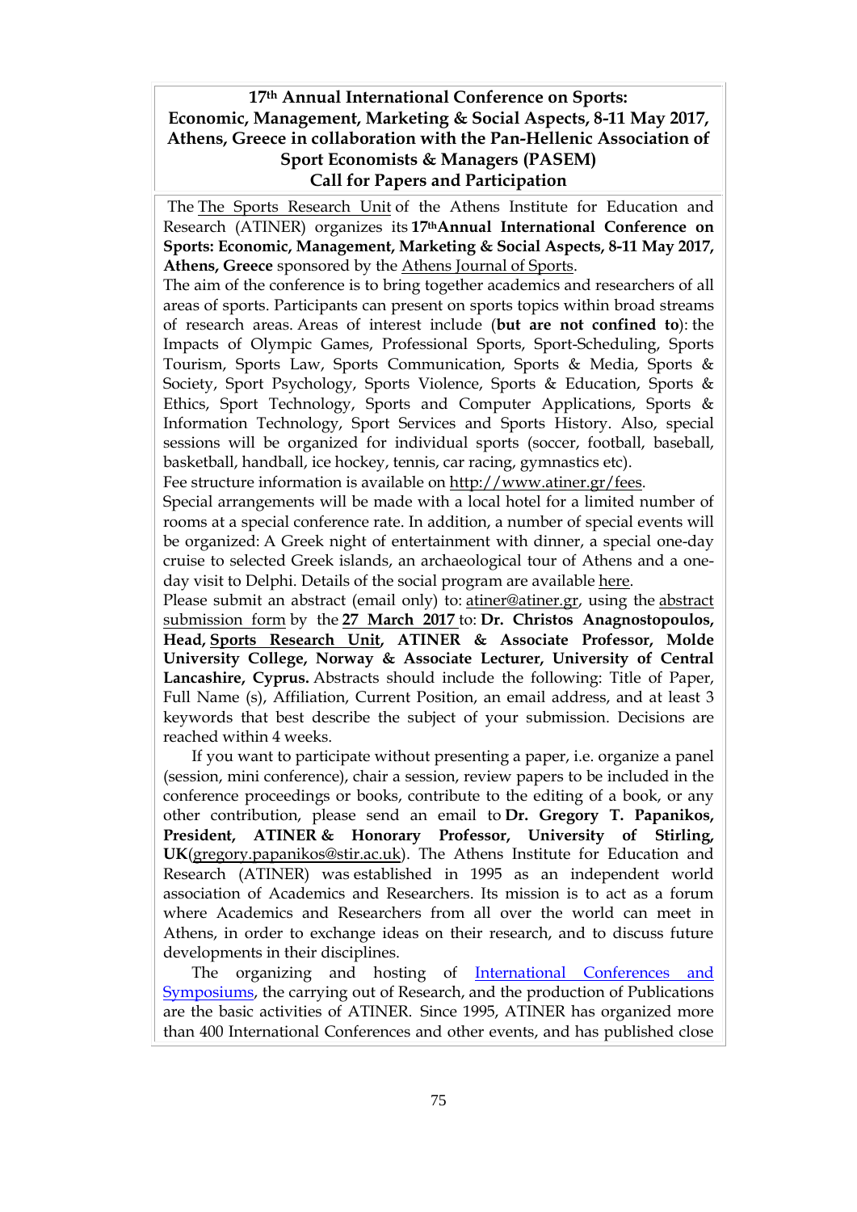# 17th Annual International Conference on Sports: Economic, Management, Marketing & Social Aspects, 8-11 May 2017, Athens, Greece in collaboration with the Pan-Hellenic Association of Sport Economists & Managers (PASEM) Call for Papers and Participation

The The Sports Research Unit of the Athens Institute for Education and Research (ATINER) organizes its **17th Annual International Conference on Sports: Economic, Management, Marketing & Social Aspects, 8-11 May 2017, Athens, Greece** sponsored by the Athens Journal of Sports.

The aim of the conference is to bring together academics and researchers of all areas of sports. Participants can present on sports topics within broad streams of research areas. Areas of interest include (**but are not confined to**): the Impacts of Olympic Games, Professional Sports, Sport-Scheduling, Sports Tourism, Sports Law, Sports Communication, Sports & Media, Sports & Society, Sport Psychology, Sports Violence, Sports & Education, Sports & Ethics, Sport Technology, Sports and Computer Applications, Sports & Information Technology, Sport Services and Sports History. Also, special sessions will be organized for individual sports (soccer, football, baseball, basketball, handball, ice hockey, tennis, car racing, gymnastics etc).

Fee structure information is available on http://www.atiner.gr/fees.

Special arrangements will be made with a local hotel for a limited number of rooms at a special conference rate. In addition, a number of special events will be organized: A Greek night of entertainment with dinner, a special one-day cruise to selected Greek islands, an archaeological tour of Athens and a one-day visit to Delphi. Details of the social program are available here.

Please submit an abstract (email only) to: atiner@atiner.gr, using the abstract submission form by the **27 March 2017** to: **Dr. Christos Anagnostopoulos, Head, Sports Research Unit, ATINER & Associate Professor, Molde University College, Norway & Associate Lecturer, University of Central Lancashire, Cyprus.** Abstracts should include the following: Title of Paper, Full Name (s), Affiliation, Current Position, an email address, and at least 3 keywords that best describe the subject of your submission. Decisions are reached within 4 weeks.

If you want to participate without presenting a paper, i.e. organize a panel (session, mini conference), chair a session, review papers to be included in the conference proceedings or books, contribute to the editing of a book, or any other contribution, please send an email to **Dr. Gregory T. Papanikos, President, ATINER & Honorary Professor, University of Stirling, UK**(gregory.papanikos@stir.ac.uk). The Athens Institute for Education and Research (ATINER) was established in 1995 as an independent world association of Academics and Researchers. Its mission is to act as a forum where Academics and Researchers from all over the world can meet in Athens, in order to exchange ideas on their research, and to discuss future developments in their disciplines.

The organizing and hosting of International Conferences and Symposiums, the carrying out of Research, and the production of Publications are the basic activities of ATINER. Since 1995, ATINER has organized more than 400 International Conferences and other events, and has published close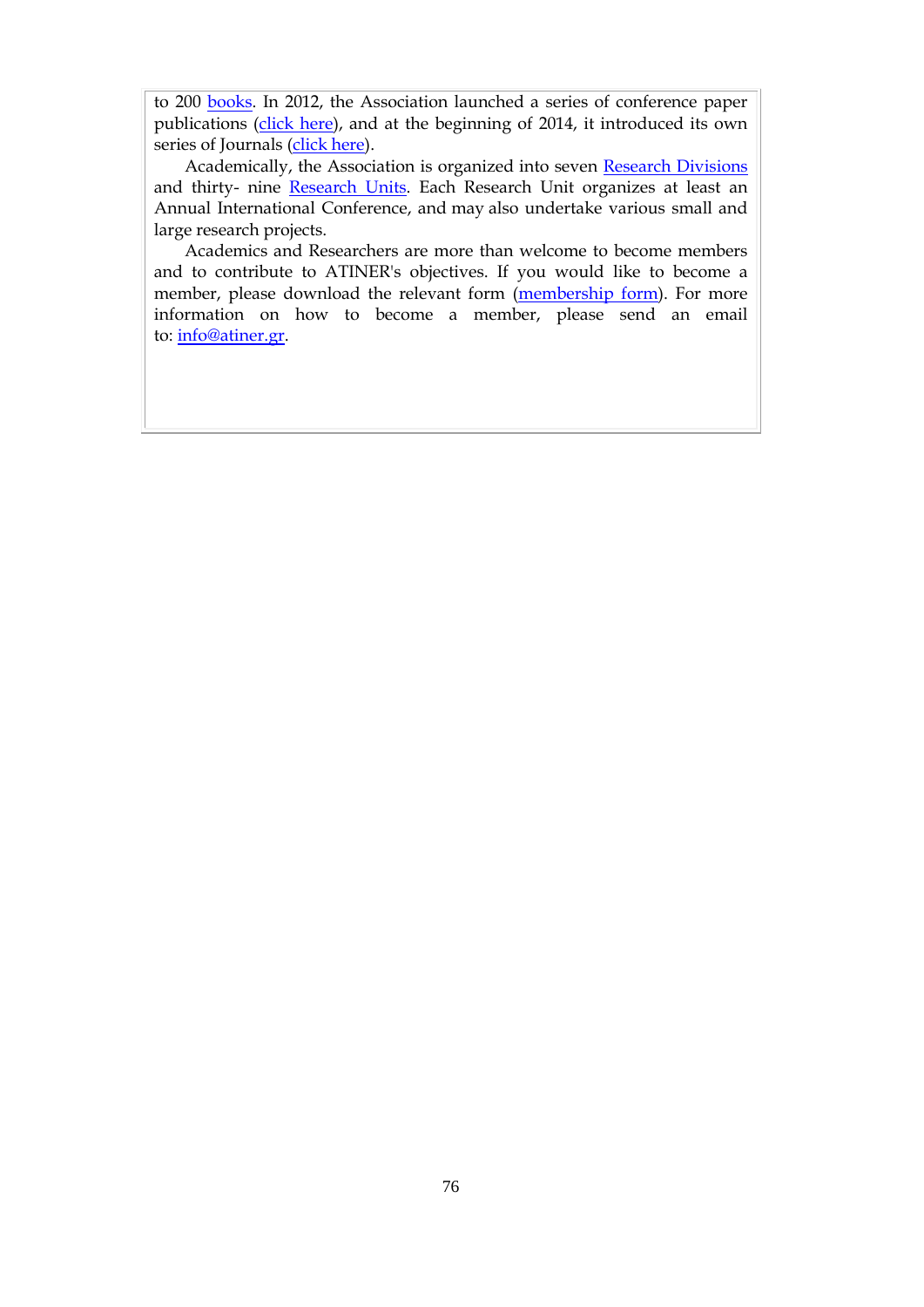to 200 books. In 2012, the Association launched a series of conference paper publications (click here), and at the beginning of 2014, it introduced its own series of Journals (click here).

Academically, the Association is organized into seven Research Divisions and thirty- nine Research Units. Each Research Unit organizes at least an Annual International Conference, and may also undertake various small and large research projects.

Academics and Researchers are more than welcome to become members and to contribute to ATINER's objectives. If you would like to become a member, please download the relevant form (membership form). For more information on how to become a member, please send an email to: info@atiner.gr.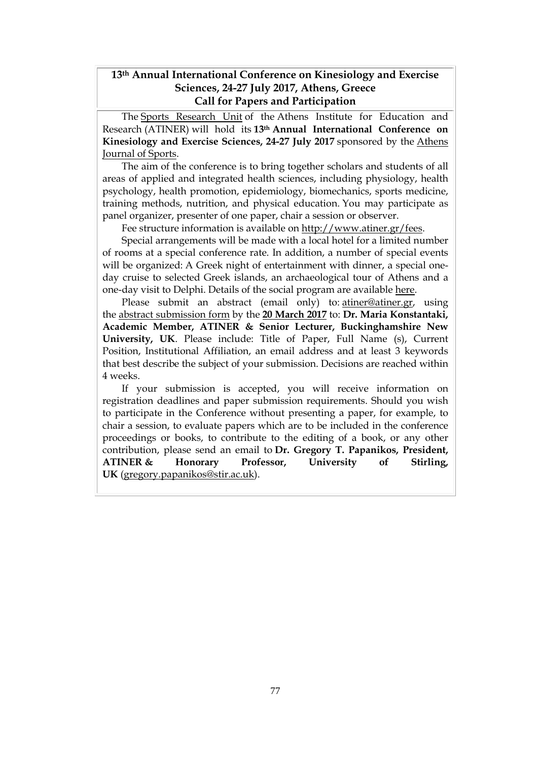## 13th Annual International Conference on Kinesiology and Exercise Sciences, 24-27 July 2017, Athens, Greece
## Call for Papers and Participation

The Sports Research Unit of the Athens Institute for Education and Research (ATINER) will hold its **13th Annual International Conference on Kinesiology and Exercise Sciences, 24-27 July 2017** sponsored by the Athens Journal of Sports.

The aim of the conference is to bring together scholars and students of all areas of applied and integrated health sciences, including physiology, health psychology, health promotion, epidemiology, biomechanics, sports medicine, training methods, nutrition, and physical education. You may participate as panel organizer, presenter of one paper, chair a session or observer.

Fee structure information is available on http://www.atiner.gr/fees.

Special arrangements will be made with a local hotel for a limited number of rooms at a special conference rate. In addition, a number of special events will be organized: A Greek night of entertainment with dinner, a special one-day cruise to selected Greek islands, an archaeological tour of Athens and a one-day visit to Delphi. Details of the social program are available here.

Please submit an abstract (email only) to: atiner@atiner.gr, using the abstract submission form by the **20 March 2017** to: **Dr. Maria Konstantaki, Academic Member, ATINER & Senior Lecturer, Buckinghamshire New University, UK**. Please include: Title of Paper, Full Name (s), Current Position, Institutional Affiliation, an email address and at least 3 keywords that best describe the subject of your submission. Decisions are reached within 4 weeks.

If your submission is accepted, you will receive information on registration deadlines and paper submission requirements. Should you wish to participate in the Conference without presenting a paper, for example, to chair a session, to evaluate papers which are to be included in the conference proceedings or books, to contribute to the editing of a book, or any other contribution, please send an email to **Dr. Gregory T. Papanikos, President, ATINER & Honorary Professor, University of Stirling, UK** (gregory.papanikos@stir.ac.uk).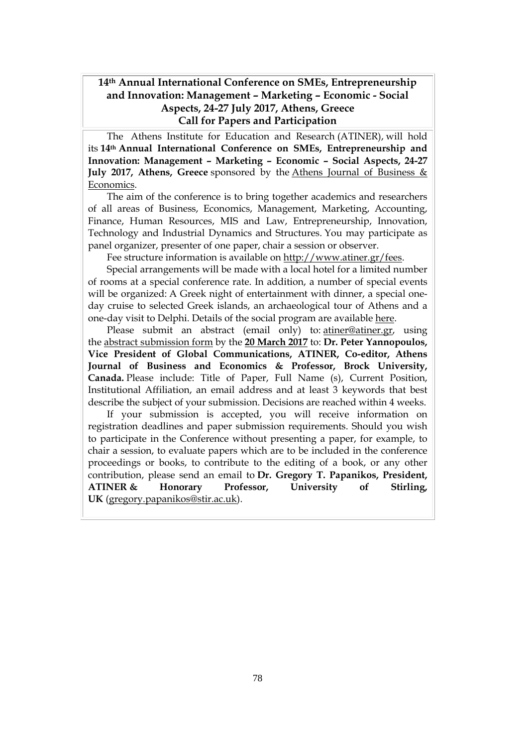## 14th Annual International Conference on SMEs, Entrepreneurship and Innovation: Management – Marketing – Economic - Social Aspects, 24-27 July 2017, Athens, Greece
## Call for Papers and Participation

The Athens Institute for Education and Research (ATINER), will hold its **14th Annual International Conference on SMEs, Entrepreneurship and Innovation: Management – Marketing – Economic – Social Aspects, 24-27 July 2017, Athens, Greece** sponsored by the Athens Journal of Business & Economics.

The aim of the conference is to bring together academics and researchers of all areas of Business, Economics, Management, Marketing, Accounting, Finance, Human Resources, MIS and Law, Entrepreneurship, Innovation, Technology and Industrial Dynamics and Structures. You may participate as panel organizer, presenter of one paper, chair a session or observer.

Fee structure information is available on http://www.atiner.gr/fees.

Special arrangements will be made with a local hotel for a limited number of rooms at a special conference rate. In addition, a number of special events will be organized: A Greek night of entertainment with dinner, a special one-day cruise to selected Greek islands, an archaeological tour of Athens and a one-day visit to Delphi. Details of the social program are available here.

Please submit an abstract (email only) to: atiner@atiner.gr, using the abstract submission form by the **20 March 2017** to: **Dr. Peter Yannopoulos, Vice President of Global Communications, ATINER, Co-editor, Athens Journal of Business and Economics & Professor, Brock University, Canada.** Please include: Title of Paper, Full Name (s), Current Position, Institutional Affiliation, an email address and at least 3 keywords that best describe the subject of your submission. Decisions are reached within 4 weeks.

If your submission is accepted, you will receive information on registration deadlines and paper submission requirements. Should you wish to participate in the Conference without presenting a paper, for example, to chair a session, to evaluate papers which are to be included in the conference proceedings or books, to contribute to the editing of a book, or any other contribution, please send an email to **Dr. Gregory T. Papanikos, President, ATINER & Honorary Professor, University of Stirling, UK** (gregory.papanikos@stir.ac.uk).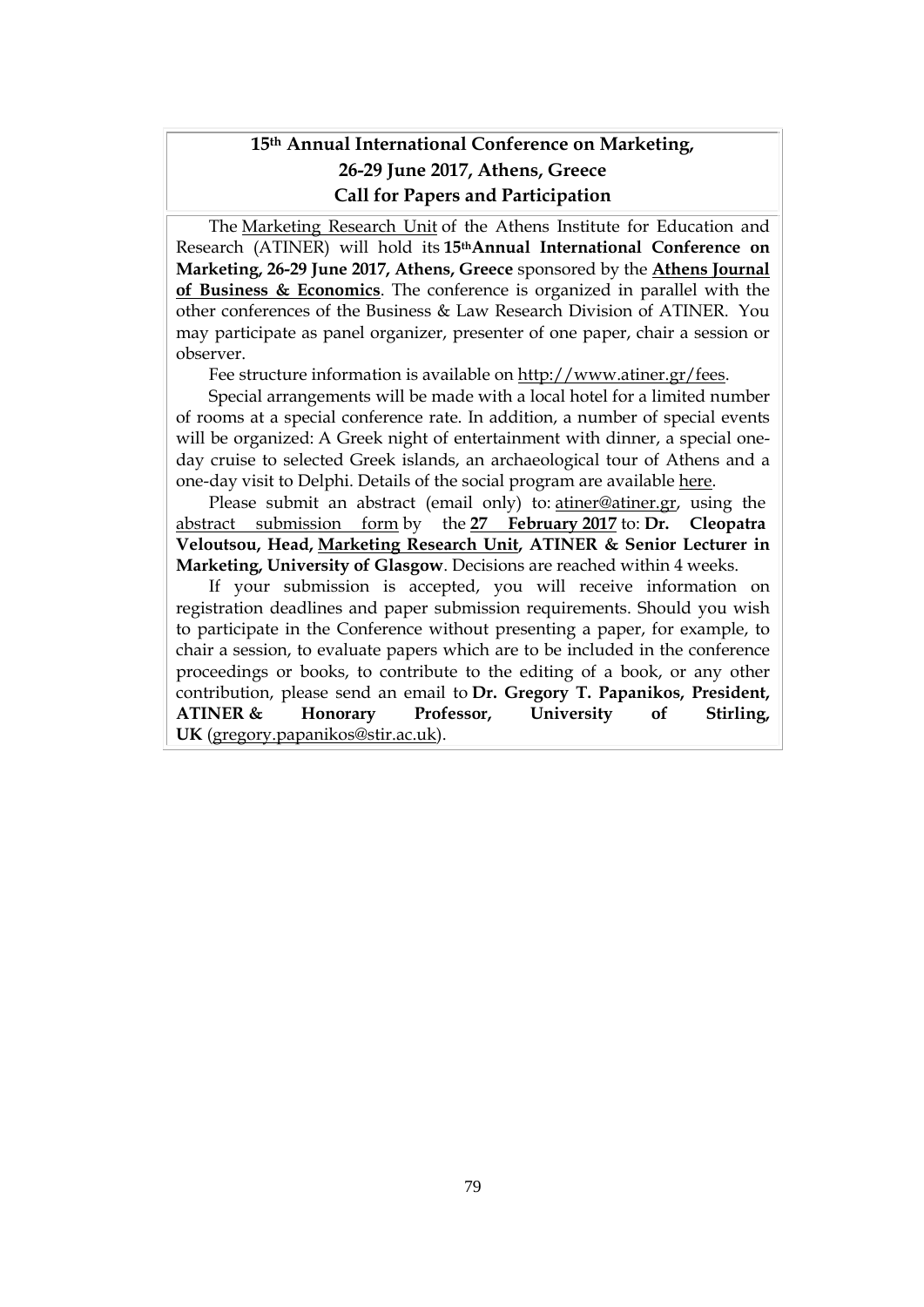## 15th Annual International Conference on Marketing, 26-29 June 2017, Athens, Greece
## Call for Papers and Participation

The Marketing Research Unit of the Athens Institute for Education and Research (ATINER) will hold its **15th Annual International Conference on Marketing, 26-29 June 2017, Athens, Greece** sponsored by the **Athens Journal of Business & Economics**. The conference is organized in parallel with the other conferences of the Business & Law Research Division of ATINER. You may participate as panel organizer, presenter of one paper, chair a session or observer.

Fee structure information is available on http://www.atiner.gr/fees.

Special arrangements will be made with a local hotel for a limited number of rooms at a special conference rate. In addition, a number of special events will be organized: A Greek night of entertainment with dinner, a special one-day cruise to selected Greek islands, an archaeological tour of Athens and a one-day visit to Delphi. Details of the social program are available here.

Please submit an abstract (email only) to: atiner@atiner.gr, using the abstract submission form by the **27 February 2017** to: **Dr. Cleopatra Veloutsou, Head, Marketing Research Unit, ATINER & Senior Lecturer in Marketing, University of Glasgow**. Decisions are reached within 4 weeks.

If your submission is accepted, you will receive information on registration deadlines and paper submission requirements. Should you wish to participate in the Conference without presenting a paper, for example, to chair a session, to evaluate papers which are to be included in the conference proceedings or books, to contribute to the editing of a book, or any other contribution, please send an email to **Dr. Gregory T. Papanikos, President, ATINER & Honorary Professor, University of Stirling, UK** (gregory.papanikos@stir.ac.uk).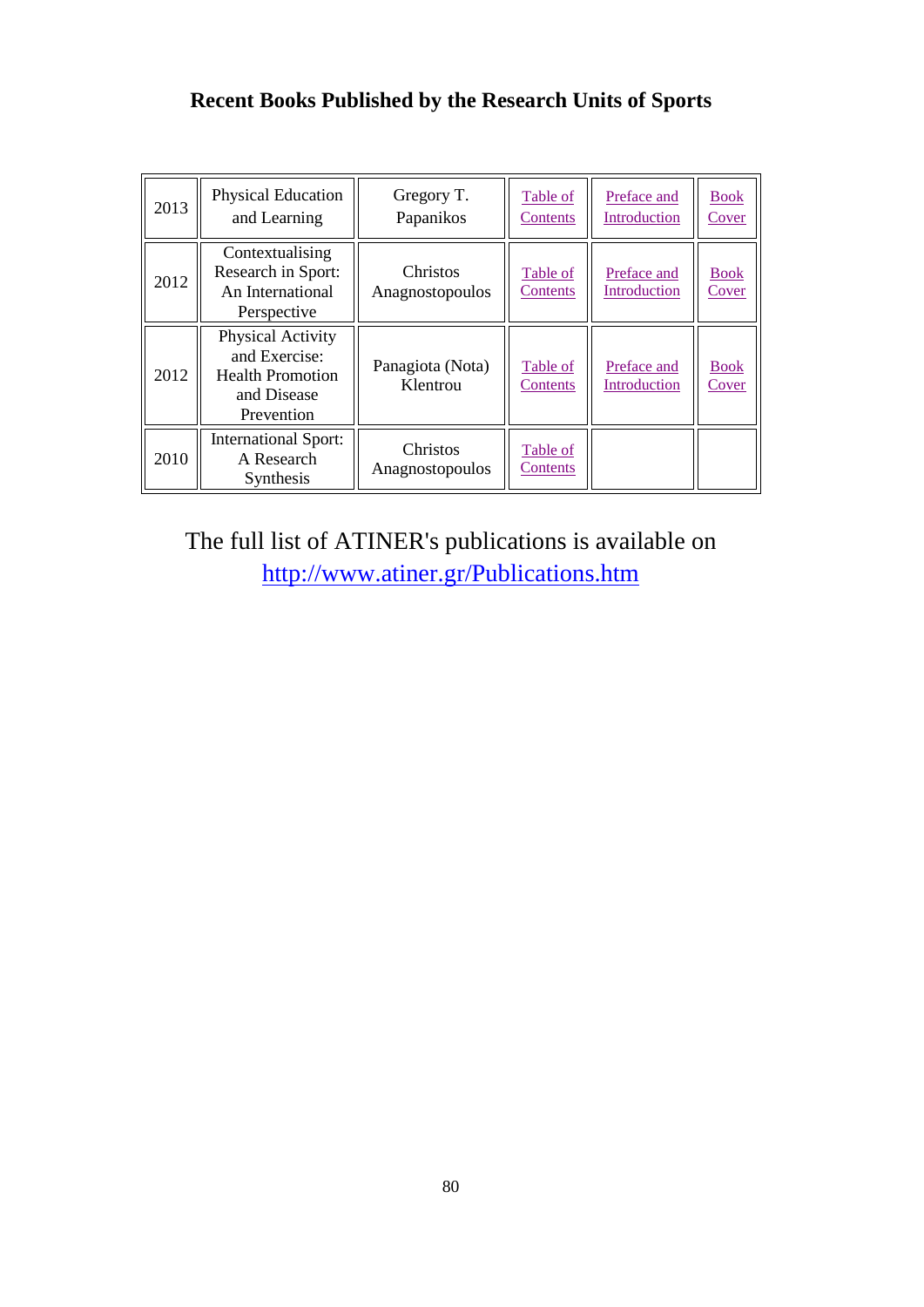### Recent Books Published by the Research Units of Sports

| | | | | | |
|---|---|---|---|---|---|
| 2013 | Physical Education and Learning | Gregory T. Papanikos | Table of Contents | Preface and Introduction | Book Cover |
| 2012 | Contextualising Research in Sport: An International Perspective | Christos Anagnostopoulos | Table of Contents | Preface and Introduction | Book Cover |
| 2012 | Physical Activity and Exercise: Health Promotion and Disease Prevention | Panagiota (Nota) Klentrou | Table of Contents | Preface and Introduction | Book Cover |
| 2010 | International Sport: A Research Synthesis | Christos Anagnostopoulos | Table of Contents | | |

The full list of ATINER's publications is available on http://www.atiner.gr/Publications.htm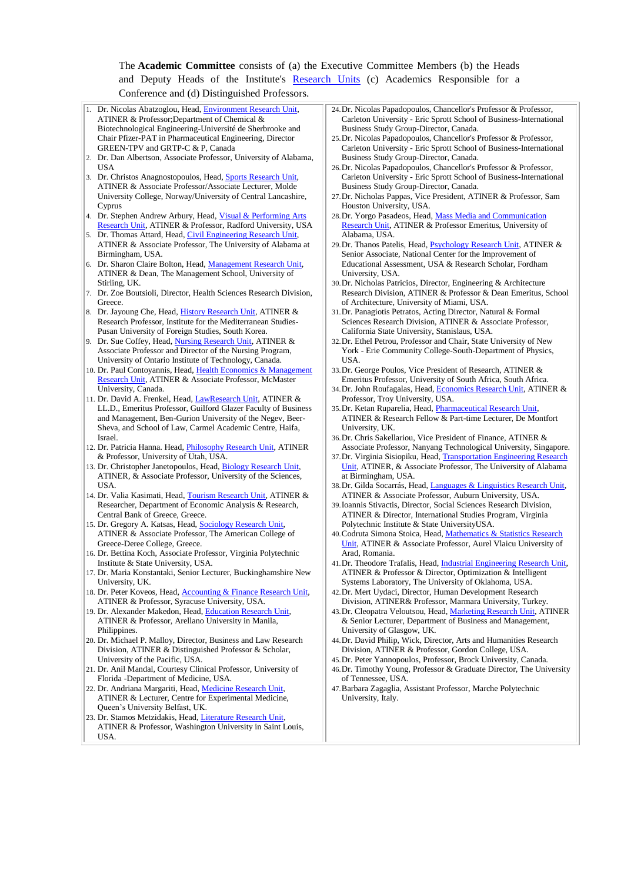The **Academic Committee** consists of (a) the Executive Committee Members (b) the Heads and Deputy Heads of the Institute's Research Units (c) Academics Responsible for a Conference and (d) Distinguished Professors.

1. Dr. Nicolas Abatzoglou, Head, Environment Research Unit, ATINER & Professor;Department of Chemical & Biotechnological Engineering-Université de Sherbrooke and Chair Pfizer-PAT in Pharmaceutical Engineering, Director GREEN-TPV and GRTP-C & P, Canada
2. Dr. Dan Albertson, Associate Professor, University of Alabama, USA
3. Dr. Christos Anagnostopoulos, Head, Sports Research Unit, ATINER & Associate Professor/Associate Lecturer, Molde University College, Norway/University of Central Lancashire, Cyprus
4. Dr. Stephen Andrew Arbury, Head, Visual & Performing Arts Research Unit, ATINER & Professor, Radford University, USA
5. Dr. Thomas Attard, Head, Civil Engineering Research Unit, ATINER & Associate Professor, The University of Alabama at Birmingham, USA.
6. Dr. Sharon Claire Bolton, Head, Management Research Unit, ATINER & Dean, The Management School, University of Stirling, UK.
7. Dr. Zoe Boutsioli, Director, Health Sciences Research Division, Greece.
8. Dr. Jayoung Che, Head, History Research Unit, ATINER & Research Professor, Institute for the Mediterranean Studies-Pusan University of Foreign Studies, South Korea.
9. Dr. Sue Coffey, Head, Nursing Research Unit, ATINER & Associate Professor and Director of the Nursing Program, University of Ontario Institute of Technology, Canada.
10. Dr. Paul Contoyannis, Head, Health Economics & Management Research Unit, ATINER & Associate Professor, McMaster University, Canada.
11. Dr. David A. Frenkel, Head, LawResearch Unit, ATINER & LL.D., Emeritus Professor, Guilford Glazer Faculty of Business and Management, Ben-Gurion University of the Negev, Beer-Sheva, and School of Law, Carmel Academic Centre, Haifa, Israel.
12. Dr. Patricia Hanna. Head, Philosophy Research Unit, ATINER & Professor, University of Utah, USA.
13. Dr. Christopher Janetopoulos, Head, Biology Research Unit, ATINER, & Associate Professor, University of the Sciences, USA.
14. Dr. Valia Kasimati, Head, Tourism Research Unit, ATINER & Researcher, Department of Economic Analysis & Research, Central Bank of Greece, Greece.
15. Dr. Gregory A. Katsas, Head, Sociology Research Unit, ATINER & Associate Professor, The American College of Greece-Deree College, Greece.
16. Dr. Bettina Koch, Associate Professor, Virginia Polytechnic Institute & State University, USA.
17. Dr. Maria Konstantaki, Senior Lecturer, Buckinghamshire New University, UK.
18. Dr. Peter Koveos, Head, Accounting & Finance Research Unit, ATINER & Professor, Syracuse University, USA.
19. Dr. Alexander Makedon, Head, Education Research Unit, ATINER & Professor, Arellano University in Manila, Philippines.
20. Dr. Michael P. Malloy, Director, Business and Law Research Division, ATINER & Distinguished Professor & Scholar, University of the Pacific, USA.
21. Dr. Anil Mandal, Courtesy Clinical Professor, University of Florida -Department of Medicine, USA.
22. Dr. Andriana Margariti, Head, Medicine Research Unit, ATINER & Lecturer, Centre for Experimental Medicine, Queen's University Belfast, UK.
23. Dr. Stamos Metzidakis, Head, Literature Research Unit, ATINER & Professor, Washington University in Saint Louis, USA.
24. Dr. Nicolas Papadopoulos, Chancellor's Professor & Professor, Carleton University - Eric Sprott School of Business-International Business Study Group-Director, Canada.
25. Dr. Nicolas Papadopoulos, Chancellor's Professor & Professor, Carleton University - Eric Sprott School of Business-International Business Study Group-Director, Canada.
26. Dr. Nicolas Papadopoulos, Chancellor's Professor & Professor, Carleton University - Eric Sprott School of Business-International Business Study Group-Director, Canada.
27. Dr. Nicholas Pappas, Vice President, ATINER & Professor, Sam Houston University, USA.
28. Dr. Yorgo Pasadeos, Head, Mass Media and Communication Research Unit, ATINER & Professor Emeritus, University of Alabama, USA.
29. Dr. Thanos Patelis, Head, Psychology Research Unit, ATINER & Senior Associate, National Center for the Improvement of Educational Assessment, USA & Research Scholar, Fordham University, USA.
30. Dr. Nicholas Patricios, Director, Engineering & Architecture Research Division, ATINER & Professor & Dean Emeritus, School of Architecture, University of Miami, USA.
31. Dr. Panagiotis Petratos, Acting Director, Natural & Formal Sciences Research Division, ATINER & Associate Professor, California State University, Stanislaus, USA.
32. Dr. Ethel Petrou, Professor and Chair, State University of New York - Erie Community College-South-Department of Physics, USA.
33. Dr. George Poulos, Vice President of Research, ATINER & Emeritus Professor, University of South Africa, South Africa.
34. Dr. John Roufagalas, Head, Economics Research Unit, ATINER & Professor, Troy University, USA.
35. Dr. Ketan Ruparelia, Head, Pharmaceutical Research Unit, ATINER & Research Fellow & Part-time Lecturer, De Montfort University, UK.
36. Dr. Chris Sakellariou, Vice President of Finance, ATINER & Associate Professor, Nanyang Technological University, Singapore.
37. Dr. Virginia Sisiopiku, Head, Transportation Engineering Research Unit, ATINER, & Associate Professor, The University of Alabama at Birmingham, USA.
38. Dr. Gilda Socarrás, Head, Languages & Linguistics Research Unit, ATINER & Associate Professor, Auburn University, USA.
39. Ioannis Stivactis, Director, Social Sciences Research Division, ATINER & Director, International Studies Program, Virginia Polytechnic Institute & State UniversityUSA.
40. Codruta Simona Stoica, Head, Mathematics & Statistics Research Unit, ATINER & Associate Professor, Aurel Vlaicu University of Arad, Romania.
41. Dr. Theodore Trafalis, Head, Industrial Engineering Research Unit, ATINER & Professor & Director, Optimization & Intelligent Systems Laboratory, The University of Oklahoma, USA.
42. Dr. Mert Uydaci, Director, Human Development Research Division, ATINER& Professor, Marmara University, Turkey.
43. Dr. Cleopatra Veloutsou, Head, Marketing Research Unit, ATINER & Senior Lecturer, Department of Business and Management, University of Glasgow, UK.
44. Dr. David Philip, Wick, Director, Arts and Humanities Research Division, ATINER & Professor, Gordon College, USA.
45. Dr. Peter Yannopoulos, Professor, Brock University, Canada.
46. Dr. Timothy Young, Professor & Graduate Director, The University of Tennessee, USA.
47. Barbara Zagaglia, Assistant Professor, Marche Polytechnic University, Italy.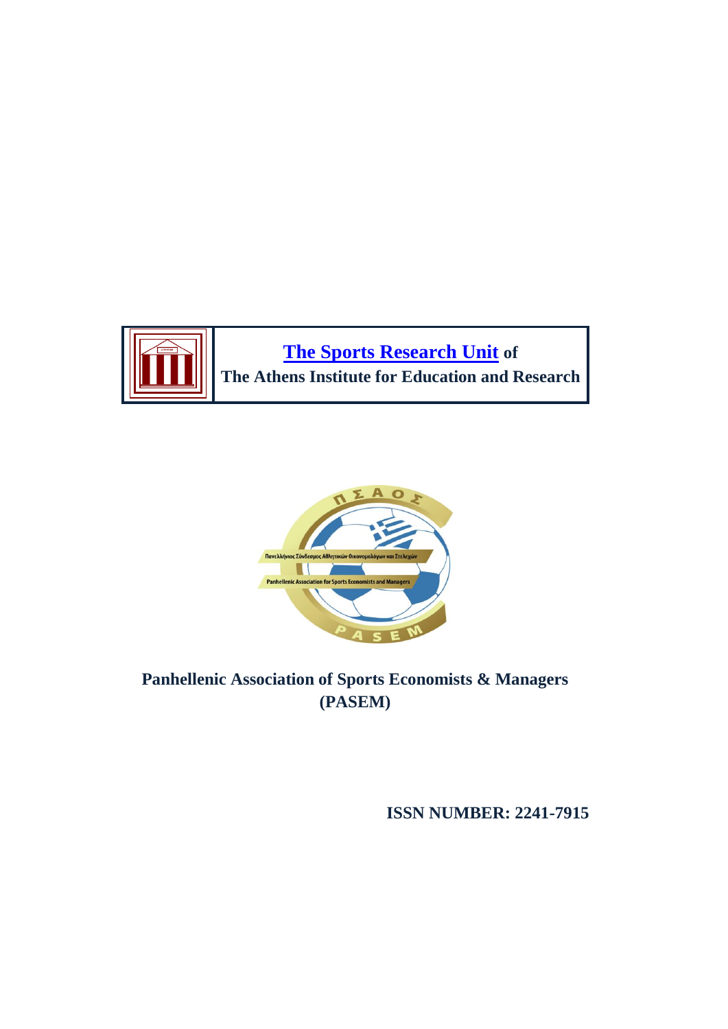**The Sports Research Unit of**
**The Athens Institute for Education and Research**

Πανελλήνιος Σύνδεσμος Αθλητικών Οικονομολόγων και Στελεχών

Panhellenic Association for Sports Economists and Managers

**Panhellenic Association of Sports Economists & Managers (PASEM)**

**ISSN NUMBER: 2241-7915**